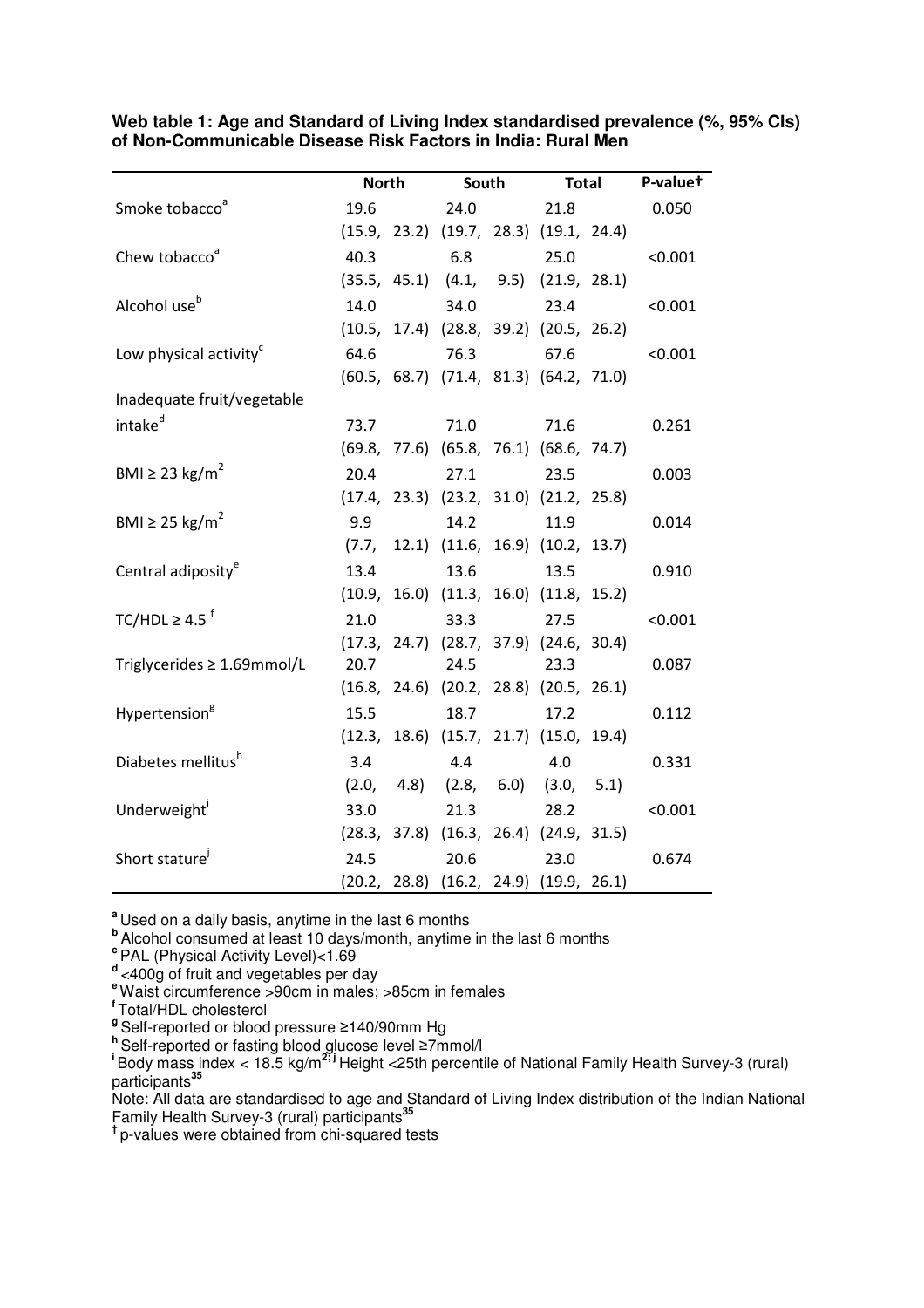**Web table 1: Age and Standard of Living Index standardised prevalence (%, 95% CIs) of Non-Communicable Disease Risk Factors in India: Rural Men**

| | North | South | Total | P-value† |
|---|---|---|---|---|
| Smoke tobacco[a] | 19.6 (15.9, 23.2) | 24.0 (19.7, 28.3) | 21.8 (19.1, 24.4) | 0.050 |
| Chew tobacco[a] | 40.3 (35.5, 45.1) | 6.8 (4.1, 9.5) | 25.0 (21.9, 28.1) | <0.001 |
| Alcohol use[b] | 14.0 (10.5, 17.4) | 34.0 (28.8, 39.2) | 23.4 (20.5, 26.2) | <0.001 |
| Low physical activity[c] | 64.6 (60.5, 68.7) | 76.3 (71.4, 81.3) | 67.6 (64.2, 71.0) | <0.001 |
| Inadequate fruit/vegetable intake[d] | 73.7 (69.8, 77.6) | 71.0 (65.8, 76.1) | 71.6 (68.6, 74.7) | 0.261 |
| BMI ≥ 23 kg/m$^2$ | 20.4 (17.4, 23.3) | 27.1 (23.2, 31.0) | 23.5 (21.2, 25.8) | 0.003 |
| BMI ≥ 25 kg/m$^2$ | 9.9 (7.7, 12.1) | 14.2 (11.6, 16.9) | 11.9 (10.2, 13.7) | 0.014 |
| Central adiposity[e] | 13.4 (10.9, 16.0) | 13.6 (11.3, 16.0) | 13.5 (11.8, 15.2) | 0.910 |
| TC/HDL ≥ 4.5 [f] | 21.0 (17.3, 24.7) | 33.3 (28.7, 37.9) | 27.5 (24.6, 30.4) | <0.001 |
| Triglycerides ≥ 1.69mmol/L | 20.7 (16.8, 24.6) | 24.5 (20.2, 28.8) | 23.3 (20.5, 26.1) | 0.087 |
| Hypertension[g] | 15.5 (12.3, 18.6) | 18.7 (15.7, 21.7) | 17.2 (15.0, 19.4) | 0.112 |
| Diabetes mellitus[h] | 3.4 (2.0, 4.8) | 4.4 (2.8, 6.0) | 4.0 (3.0, 5.1) | 0.331 |
| Underweight[i] | 33.0 (28.3, 37.8) | 21.3 (16.3, 26.4) | 28.2 (24.9, 31.5) | <0.001 |
| Short stature[j] | 24.5 (20.2, 28.8) | 20.6 (16.2, 24.9) | 23.0 (19.9, 26.1) | 0.674 |

[a] Used on a daily basis, anytime in the last 6 months
[b] Alcohol consumed at least 10 days/month, anytime in the last 6 months
[c] PAL (Physical Activity Level)≤1.69
[d] <400g of fruit and vegetables per day
[e] Waist circumference >90cm in males; >85cm in females
[f] Total/HDL cholesterol
[g] Self-reported or blood pressure ≥140/90mm Hg
[h] Self-reported or fasting blood glucose level ≥7mmol/l
[i] Body mass index < 18.5 kg/m$^2$; [j] Height <25th percentile of National Family Health Survey-3 (rural) participants[35]
Note: All data are standardised to age and Standard of Living Index distribution of the Indian National Family Health Survey-3 (rural) participants[35]
† p-values were obtained from chi-squared tests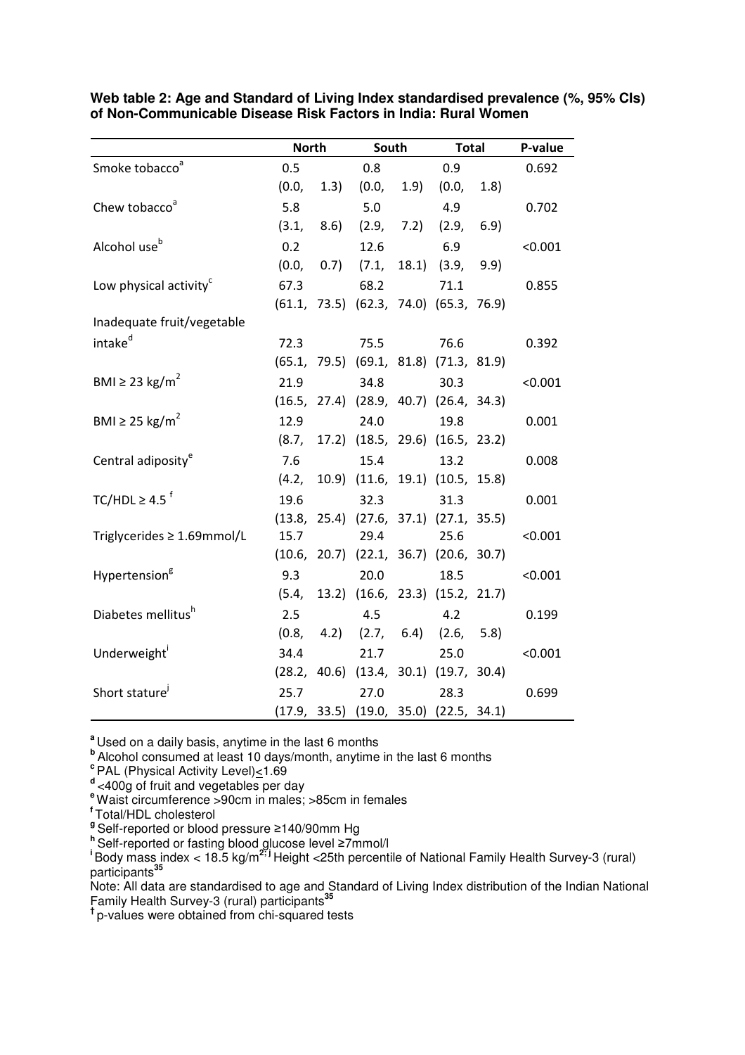**Web table 2: Age and Standard of Living Index standardised prevalence (%, 95% CIs) of Non-Communicable Disease Risk Factors in India: Rural Women**

| | North | South | Total | P-value |
|---|---|---|---|---|
| Smoke tobacco[a] | 0.5 (0.0, 1.3) | 0.8 (0.0, 1.9) | 0.9 (0.0, 1.8) | 0.692 |
| Chew tobacco[a] | 5.8 (3.1, 8.6) | 5.0 (2.9, 7.2) | 4.9 (2.9, 6.9) | 0.702 |
| Alcohol use[b] | 0.2 (0.0, 0.7) | 12.6 (7.1, 18.1) | 6.9 (3.9, 9.9) | <0.001 |
| Low physical activity[c] | 67.3 (61.1, 73.5) | 68.2 (62.3, 74.0) | 71.1 (65.3, 76.9) | 0.855 |
| Inadequate fruit/vegetable intake[d] | 72.3 (65.1, 79.5) | 75.5 (69.1, 81.8) | 76.6 (71.3, 81.9) | 0.392 |
| BMI ≥ 23 kg/m$^2$ | 21.9 (16.5, 27.4) | 34.8 (28.9, 40.7) | 30.3 (26.4, 34.3) | <0.001 |
| BMI ≥ 25 kg/m$^2$ | 12.9 (8.7, 17.2) | 24.0 (18.5, 29.6) | 19.8 (16.5, 23.2) | 0.001 |
| Central adiposity[e] | 7.6 (4.2, 10.9) | 15.4 (11.6, 19.1) | 13.2 (10.5, 15.8) | 0.008 |
| TC/HDL ≥ 4.5 [f] | 19.6 (13.8, 25.4) | 32.3 (27.6, 37.1) | 31.3 (27.1, 35.5) | 0.001 |
| Triglycerides ≥ 1.69mmol/L | 15.7 (10.6, 20.7) | 29.4 (22.1, 36.7) | 25.6 (20.6, 30.7) | <0.001 |
| Hypertension[g] | 9.3 (5.4, 13.2) | 20.0 (16.6, 23.3) | 18.5 (15.2, 21.7) | <0.001 |
| Diabetes mellitus[h] | 2.5 (0.8, 4.2) | 4.5 (2.7, 6.4) | 4.2 (2.6, 5.8) | 0.199 |
| Underweight[i] | 34.4 (28.2, 40.6) | 21.7 (13.4, 30.1) | 25.0 (19.7, 30.4) | <0.001 |
| Short stature[j] | 25.7 (17.9, 33.5) | 27.0 (19.0, 35.0) | 28.3 (22.5, 34.1) | 0.699 |

[a] Used on a daily basis, anytime in the last 6 months
[b] Alcohol consumed at least 10 days/month, anytime in the last 6 months
[c] PAL (Physical Activity Level)≤1.69
[d] <400g of fruit and vegetables per day
[e] Waist circumference >90cm in males; >85cm in females
[f] Total/HDL cholesterol
[g] Self-reported or blood pressure ≥140/90mm Hg
[h] Self-reported or fasting blood glucose level ≥7mmol/l
[i] Body mass index < 18.5 kg/m$^2$; [j] Height <25th percentile of National Family Health Survey-3 (rural) participants[35]
Note: All data are standardised to age and Standard of Living Index distribution of the Indian National Family Health Survey-3 (rural) participants[35]
[†] p-values were obtained from chi-squared tests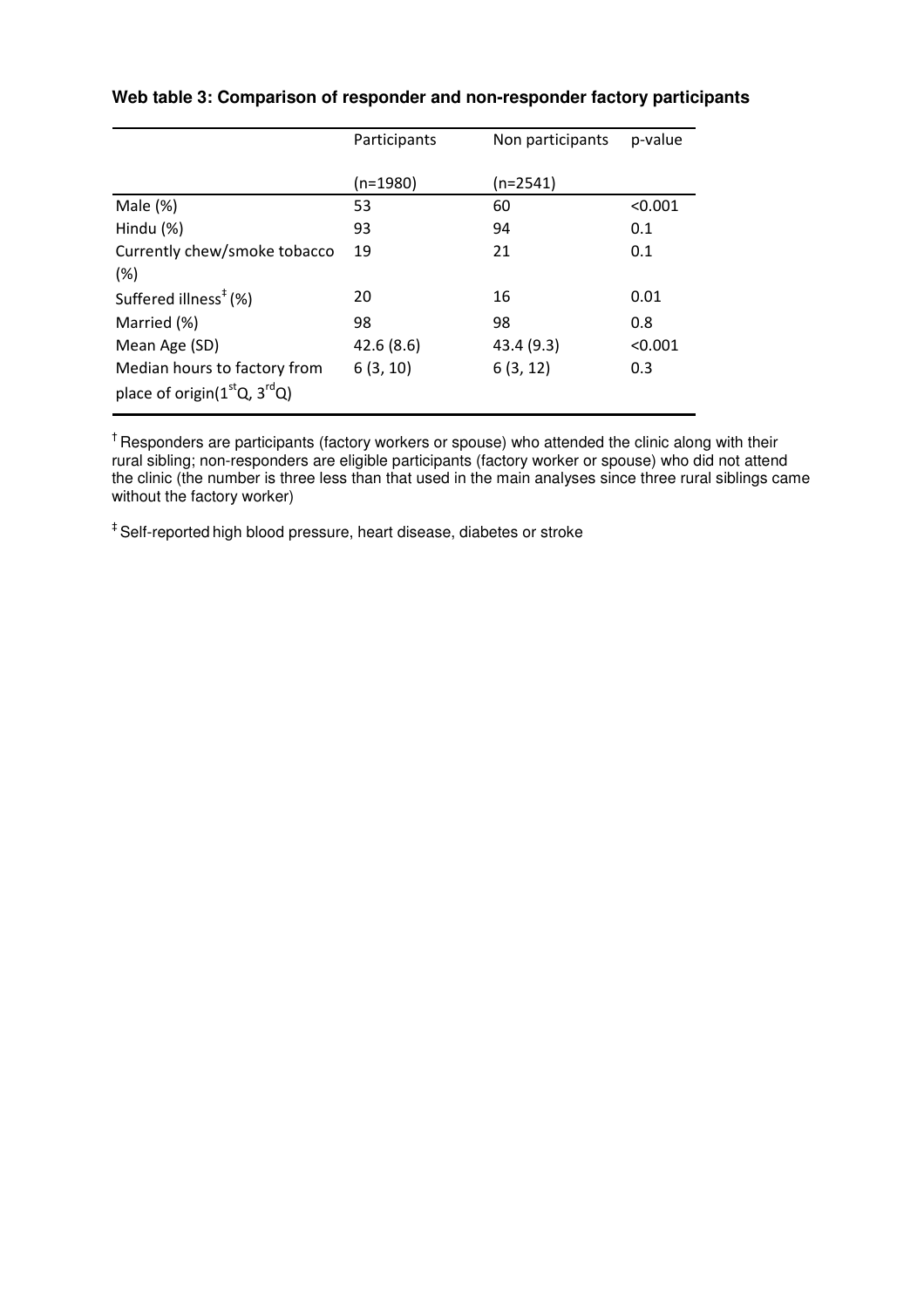**Web table 3: Comparison of responder and non-responder factory participants**

| | Participants (n=1980) | Non participants (n=2541) | p-value |
|---|---|---|---|
| Male (%) | 53 | 60 | <0.001 |
| Hindu (%) | 93 | 94 | 0.1 |
| Currently chew/smoke tobacco (%) | 19 | 21 | 0.1 |
| Suffered illness‡ (%) | 20 | 16 | 0.01 |
| Married (%) | 98 | 98 | 0.8 |
| Mean Age (SD) | 42.6 (8.6) | 43.4 (9.3) | <0.001 |
| Median hours to factory from place of origin(1st Q, 3rd Q) | 6 (3, 10) | 6 (3, 12) | 0.3 |

† Responders are participants (factory workers or spouse) who attended the clinic along with their rural sibling; non-responders are eligible participants (factory worker or spouse) who did not attend the clinic (the number is three less than that used in the main analyses since three rural siblings came without the factory worker)

‡ Self-reported high blood pressure, heart disease, diabetes or stroke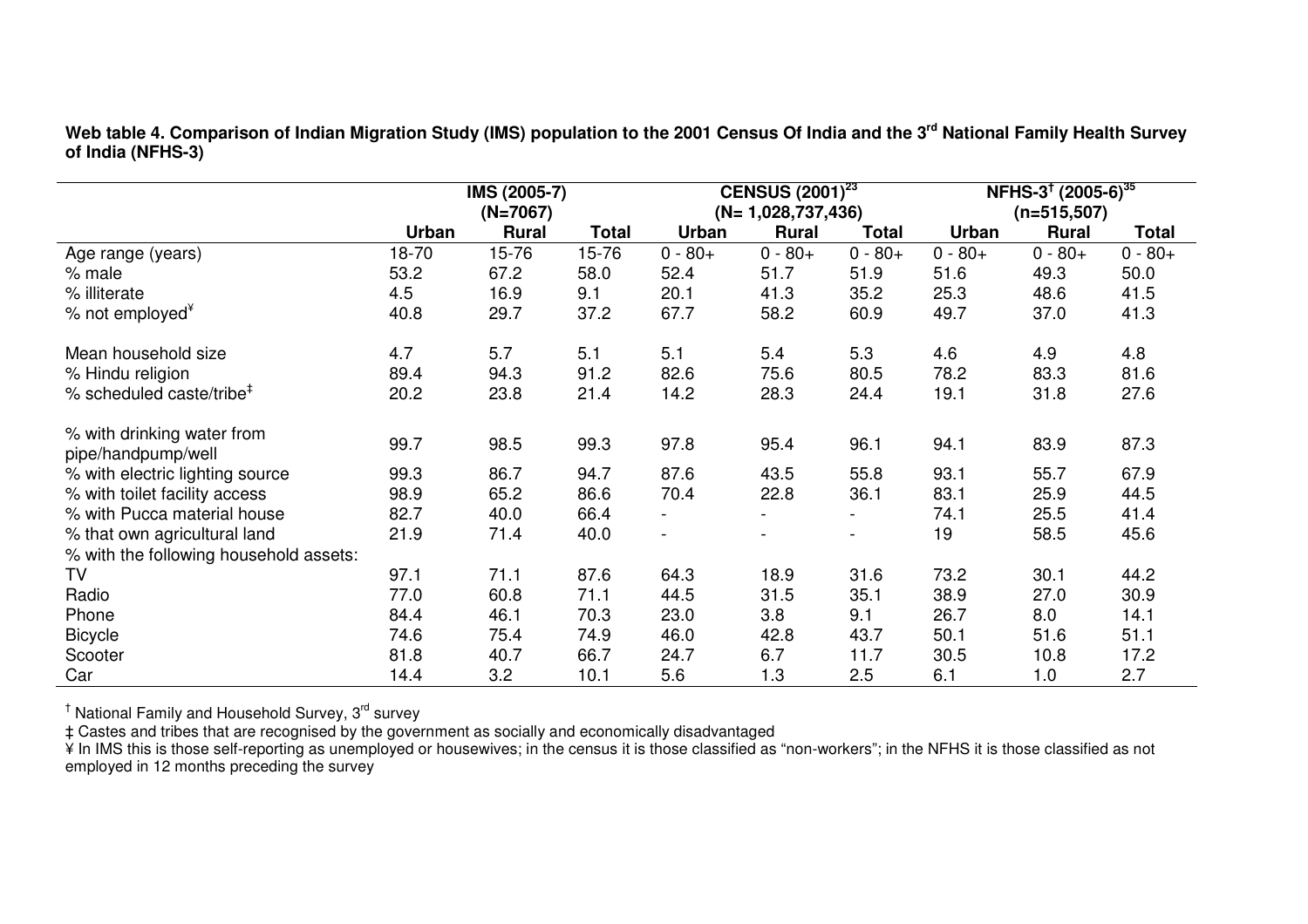**Web table 4. Comparison of Indian Migration Study (IMS) population to the 2001 Census Of India and the 3rd National Family Health Survey of India (NFHS-3)**

| | IMS (2005-7) (N=7067) | | | CENSUS (2001)[23] (N= 1,028,737,436) | | | NFHS-3† (2005-6)[35] (n=515,507) | | |
|---|---|---|---|---|---|---|---|---|---|
| | Urban | Rural | Total | Urban | Rural | Total | Urban | Rural | Total |
| Age range (years) | 18-70 | 15-76 | 15-76 | 0 - 80+ | 0 - 80+ | 0 - 80+ | 0 - 80+ | 0 - 80+ | 0 - 80+ |
| % male | 53.2 | 67.2 | 58.0 | 52.4 | 51.7 | 51.9 | 51.6 | 49.3 | 50.0 |
| % illiterate | 4.5 | 16.9 | 9.1 | 20.1 | 41.3 | 35.2 | 25.3 | 48.6 | 41.5 |
| % not employed¥ | 40.8 | 29.7 | 37.2 | 67.7 | 58.2 | 60.9 | 49.7 | 37.0 | 41.3 |
| Mean household size | 4.7 | 5.7 | 5.1 | 5.1 | 5.4 | 5.3 | 4.6 | 4.9 | 4.8 |
| % Hindu religion | 89.4 | 94.3 | 91.2 | 82.6 | 75.6 | 80.5 | 78.2 | 83.3 | 81.6 |
| % scheduled caste/tribe‡ | 20.2 | 23.8 | 21.4 | 14.2 | 28.3 | 24.4 | 19.1 | 31.8 | 27.6 |
| % with drinking water from pipe/handpump/well | 99.7 | 98.5 | 99.3 | 97.8 | 95.4 | 96.1 | 94.1 | 83.9 | 87.3 |
| % with electric lighting source | 99.3 | 86.7 | 94.7 | 87.6 | 43.5 | 55.8 | 93.1 | 55.7 | 67.9 |
| % with toilet facility access | 98.9 | 65.2 | 86.6 | 70.4 | 22.8 | 36.1 | 83.1 | 25.9 | 44.5 |
| % with Pucca material house | 82.7 | 40.0 | 66.4 | - | - | - | 74.1 | 25.5 | 41.4 |
| % that own agricultural land | 21.9 | 71.4 | 40.0 | - | - | - | 19 | 58.5 | 45.6 |
| % with the following household assets: | | | | | | | | | |
| TV | 97.1 | 71.1 | 87.6 | 64.3 | 18.9 | 31.6 | 73.2 | 30.1 | 44.2 |
| Radio | 77.0 | 60.8 | 71.1 | 44.5 | 31.5 | 35.1 | 38.9 | 27.0 | 30.9 |
| Phone | 84.4 | 46.1 | 70.3 | 23.0 | 3.8 | 9.1 | 26.7 | 8.0 | 14.1 |
| Bicycle | 74.6 | 75.4 | 74.9 | 46.0 | 42.8 | 43.7 | 50.1 | 51.6 | 51.1 |
| Scooter | 81.8 | 40.7 | 66.7 | 24.7 | 6.7 | 11.7 | 30.5 | 10.8 | 17.2 |
| Car | 14.4 | 3.2 | 10.1 | 5.6 | 1.3 | 2.5 | 6.1 | 1.0 | 2.7 |

† National Family and Household Survey, 3rd survey

‡ Castes and tribes that are recognised by the government as socially and economically disadvantaged

¥ In IMS this is those self-reporting as unemployed or housewives; in the census it is those classified as "non-workers"; in the NFHS it is those classified as not employed in 12 months preceding the survey